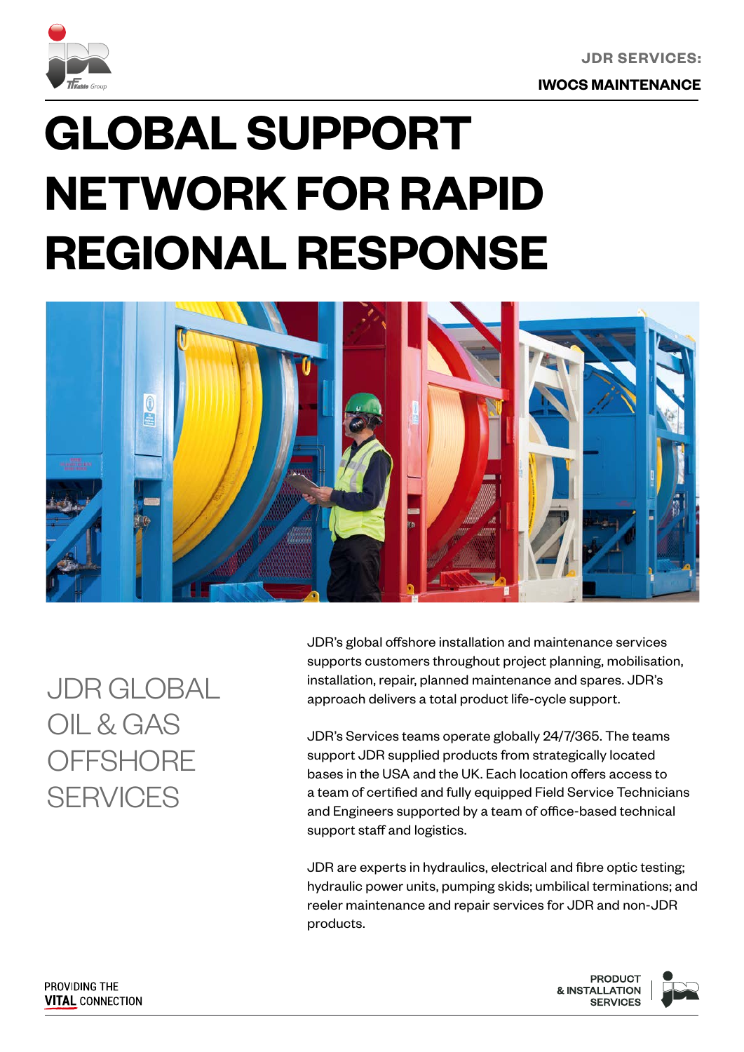JDR SERVICES:

**IWOCS MAINTENANCE**

# GLOBAL SUPPORT NETWORK FOR RAPID REGIONAL RESPONSE

## JDR GLOBAL OIL & GAS OFFSHORE SERVICES

JDR's global offshore installation and maintenance services supports customers throughout project planning, mobilisation, installation, repair, planned maintenance and spares. JDR's approach delivers a total product life-cycle support.

JDR's Services teams operate globally 24/7/365. The teams support JDR supplied products from strategically located bases in the USA and the UK. Each location offers access to a team of certified and fully equipped Field Service Technicians and Engineers supported by a team of office-based technical support staff and logistics.

JDR are experts in hydraulics, electrical and fibre optic testing; hydraulic power units, pumping skids; umbilical terminations; and reeler maintenance and repair services for JDR and non-JDR products.

PROVIDING THE **VITAL** CONNECTION

PRODUCT & INSTALLATION SERVICES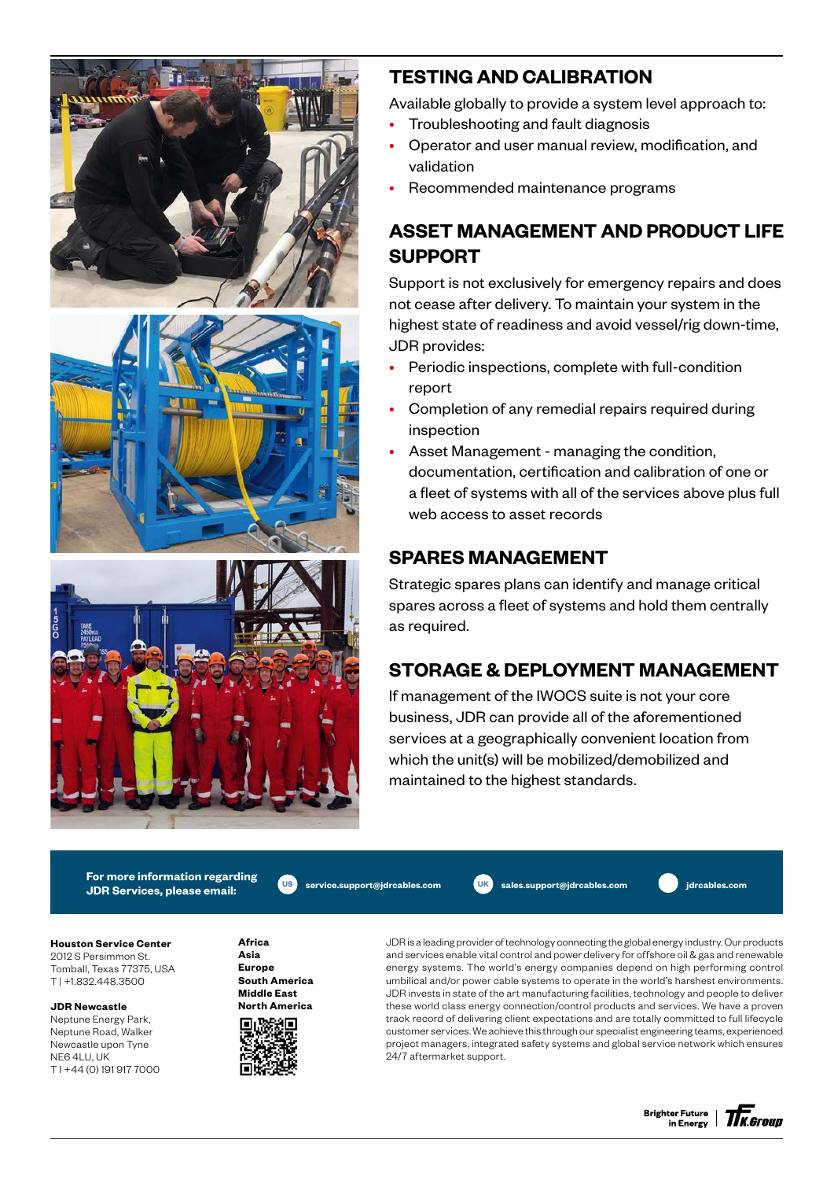## TESTING AND CALIBRATION

Available globally to provide a system level approach to:

- Troubleshooting and fault diagnosis
- Operator and user manual review, modification, and validation
- Recommended maintenance programs

## ASSET MANAGEMENT AND PRODUCT LIFE SUPPORT

Support is not exclusively for emergency repairs and does not cease after delivery. To maintain your system in the highest state of readiness and avoid vessel/rig down-time, JDR provides:

- Periodic inspections, complete with full-condition report
- Completion of any remedial repairs required during inspection
- Asset Management - managing the condition, documentation, certification and calibration of one or a fleet of systems with all of the services above plus full web access to asset records

## SPARES MANAGEMENT

Strategic spares plans can identify and manage critical spares across a fleet of systems and hold them centrally as required.

## STORAGE & DEPLOYMENT MANAGEMENT

If management of the IWOCS suite is not your core business, JDR can provide all of the aforementioned services at a geographically convenient location from which the unit(s) will be mobilized/demobilized and maintained to the highest standards.

**For more information regarding JDR Services, please email:**

US **service.support@jdrcables.com**

UK **sales.support@jdrcables.com**

**jdrcables.com**

**Houston Service Center**
2012 S Persimmon St.
Tomball, Texas 77375, USA
T | +1.832.448.3500

**JDR Newcastle**
Neptune Energy Park,
Neptune Road, Walker
Newcastle upon Tyne
NE6 4LU, UK
T | +44 (0) 191 917 7000

**Africa**
**Asia**
**Europe**
**South America**
**Middle East**
**North America**

JDR is a leading provider of technology connecting the global energy industry. Our products and services enable vital control and power delivery for offshore oil & gas and renewable energy systems. The world's energy companies depend on high performing control umbilical and/or power cable systems to operate in the world's harshest environments. JDR invests in state of the art manufacturing facilities, technology and people to deliver these world class energy connection/control products and services. We have a proven track record of delivering client expectations and are totally committed to full lifecycle customer services. We achieve this through our specialist engineering teams, experienced project managers, integrated safety systems and global service network which ensures 24/7 aftermarket support.

Brighter Future in Energy | TFK.Group